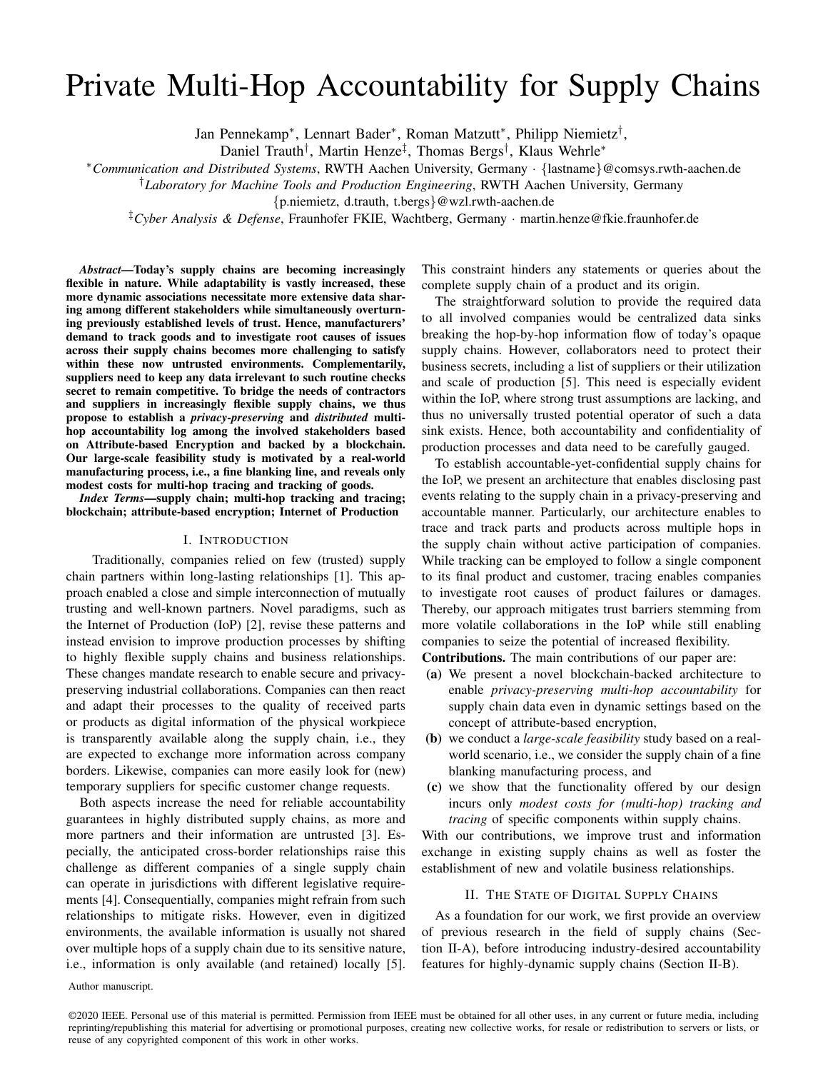# Private Multi-Hop Accountability for Supply Chains

Jan Pennekamp[*], Lennart Bader[*], Roman Matzutt[*], Philipp Niemietz[†],
Daniel Trauth[†], Martin Henze[‡], Thomas Bergs[†], Klaus Wehrle[*]

[*]*Communication and Distributed Systems*, RWTH Aachen University, Germany · {lastname}@comsys.rwth-aachen.de

[†]*Laboratory for Machine Tools and Production Engineering*, RWTH Aachen University, Germany
{p.niemietz, d.trauth, t.bergs}@wzl.rwth-aachen.de

[‡]*Cyber Analysis & Defense*, Fraunhofer FKIE, Wachtberg, Germany · martin.henze@fkie.fraunhofer.de

***Abstract*—Today's supply chains are becoming increasingly flexible in nature. While adaptability is vastly increased, these more dynamic associations necessitate more extensive data sharing among different stakeholders while simultaneously overturning previously established levels of trust. Hence, manufacturers' demand to track goods and to investigate root causes of issues across their supply chains becomes more challenging to satisfy within these now untrusted environments. Complementarily, suppliers need to keep any data irrelevant to such routine checks secret to remain competitive. To bridge the needs of contractors and suppliers in increasingly flexible supply chains, we thus propose to establish a *privacy-preserving* and *distributed* multi-hop accountability log among the involved stakeholders based on Attribute-based Encryption and backed by a blockchain. Our large-scale feasibility study is motivated by a real-world manufacturing process, i.e., a fine blanking line, and reveals only modest costs for multi-hop tracing and tracking of goods.**

***Index Terms*—supply chain; multi-hop tracking and tracing; blockchain; attribute-based encryption; Internet of Production**

## I. Introduction

Traditionally, companies relied on few (trusted) supply chain partners within long-lasting relationships [1]. This approach enabled a close and simple interconnection of mutually trusting and well-known partners. Novel paradigms, such as the Internet of Production (IoP) [2], revise these patterns and instead envision to improve production processes by shifting to highly flexible supply chains and business relationships. These changes mandate research to enable secure and privacy-preserving industrial collaborations. Companies can then react and adapt their processes to the quality of received parts or products as digital information of the physical workpiece is transparently available along the supply chain, i.e., they are expected to exchange more information across company borders. Likewise, companies can more easily look for (new) temporary suppliers for specific customer change requests.

Both aspects increase the need for reliable accountability guarantees in highly distributed supply chains, as more and more partners and their information are untrusted [3]. Especially, the anticipated cross-border relationships raise this challenge as different companies of a single supply chain can operate in jurisdictions with different legislative requirements [4]. Consequentially, companies might refrain from such relationships to mitigate risks. However, even in digitized environments, the available information is usually not shared over multiple hops of a supply chain due to its sensitive nature, i.e., information is only available (and retained) locally [5]. This constraint hinders any statements or queries about the complete supply chain of a product and its origin.

The straightforward solution to provide the required data to all involved companies would be centralized data sinks breaking the hop-by-hop information flow of today's opaque supply chains. However, collaborators need to protect their business secrets, including a list of suppliers or their utilization and scale of production [5]. This need is especially evident within the IoP, where strong trust assumptions are lacking, and thus no universally trusted potential operator of such a data sink exists. Hence, both accountability and confidentiality of production processes and data need to be carefully gauged.

To establish accountable-yet-confidential supply chains for the IoP, we present an architecture that enables disclosing past events relating to the supply chain in a privacy-preserving and accountable manner. Particularly, our architecture enables to trace and track parts and products across multiple hops in the supply chain without active participation of companies. While tracking can be employed to follow a single component to its final product and customer, tracing enables companies to investigate root causes of product failures or damages. Thereby, our approach mitigates trust barriers stemming from more volatile collaborations in the IoP while still enabling companies to seize the potential of increased flexibility.

**Contributions.** The main contributions of our paper are:

- **(a)** We present a novel blockchain-backed architecture to enable *privacy-preserving multi-hop accountability* for supply chain data even in dynamic settings based on the concept of attribute-based encryption,
- **(b)** we conduct a *large-scale feasibility* study based on a real-world scenario, i.e., we consider the supply chain of a fine blanking manufacturing process, and
- **(c)** we show that the functionality offered by our design incurs only *modest costs for (multi-hop) tracking and tracing* of specific components within supply chains.

With our contributions, we improve trust and information exchange in existing supply chains as well as foster the establishment of new and volatile business relationships.

## II. The State of Digital Supply Chains

As a foundation for our work, we first provide an overview of previous research in the field of supply chains (Section II-A), before introducing industry-desired accountability features for highly-dynamic supply chains (Section II-B).

Author manuscript.

©2020 IEEE. Personal use of this material is permitted. Permission from IEEE must be obtained for all other uses, in any current or future media, including reprinting/republishing this material for advertising or promotional purposes, creating new collective works, for resale or redistribution to servers or lists, or reuse of any copyrighted component of this work in other works.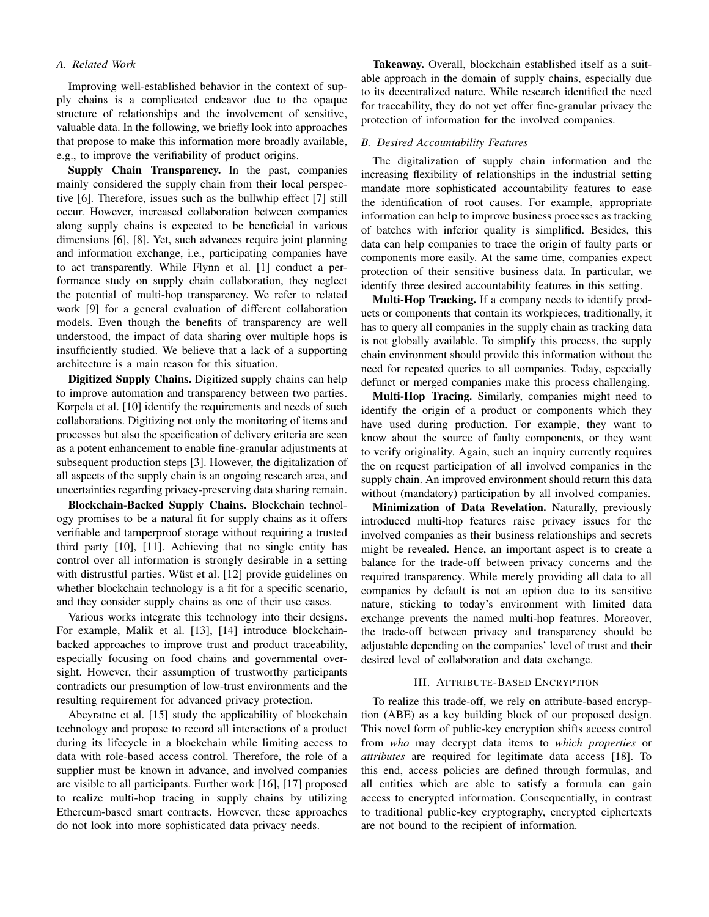### A. Related Work

Improving well-established behavior in the context of supply chains is a complicated endeavor due to the opaque structure of relationships and the involvement of sensitive, valuable data. In the following, we briefly look into approaches that propose to make this information more broadly available, e.g., to improve the verifiability of product origins.

**Supply Chain Transparency.** In the past, companies mainly considered the supply chain from their local perspective [6]. Therefore, issues such as the bullwhip effect [7] still occur. However, increased collaboration between companies along supply chains is expected to be beneficial in various dimensions [6], [8]. Yet, such advances require joint planning and information exchange, i.e., participating companies have to act transparently. While Flynn et al. [1] conduct a performance study on supply chain collaboration, they neglect the potential of multi-hop transparency. We refer to related work [9] for a general evaluation of different collaboration models. Even though the benefits of transparency are well understood, the impact of data sharing over multiple hops is insufficiently studied. We believe that a lack of a supporting architecture is a main reason for this situation.

**Digitized Supply Chains.** Digitized supply chains can help to improve automation and transparency between two parties. Korpela et al. [10] identify the requirements and needs of such collaborations. Digitizing not only the monitoring of items and processes but also the specification of delivery criteria are seen as a potent enhancement to enable fine-granular adjustments at subsequent production steps [3]. However, the digitalization of all aspects of the supply chain is an ongoing research area, and uncertainties regarding privacy-preserving data sharing remain.

**Blockchain-Backed Supply Chains.** Blockchain technology promises to be a natural fit for supply chains as it offers verifiable and tamperproof storage without requiring a trusted third party [10], [11]. Achieving that no single entity has control over all information is strongly desirable in a setting with distrustful parties. Wüst et al. [12] provide guidelines on whether blockchain technology is a fit for a specific scenario, and they consider supply chains as one of their use cases.

Various works integrate this technology into their designs. For example, Malik et al. [13], [14] introduce blockchain-backed approaches to improve trust and product traceability, especially focusing on food chains and governmental oversight. However, their assumption of trustworthy participants contradicts our presumption of low-trust environments and the resulting requirement for advanced privacy protection.

Abeyratne et al. [15] study the applicability of blockchain technology and propose to record all interactions of a product during its lifecycle in a blockchain while limiting access to data with role-based access control. Therefore, the role of a supplier must be known in advance, and involved companies are visible to all participants. Further work [16], [17] proposed to realize multi-hop tracing in supply chains by utilizing Ethereum-based smart contracts. However, these approaches do not look into more sophisticated data privacy needs.

**Takeaway.** Overall, blockchain established itself as a suitable approach in the domain of supply chains, especially due to its decentralized nature. While research identified the need for traceability, they do not yet offer fine-granular privacy the protection of information for the involved companies.

### B. Desired Accountability Features

The digitalization of supply chain information and the increasing flexibility of relationships in the industrial setting mandate more sophisticated accountability features to ease the identification of root causes. For example, appropriate information can help to improve business processes as tracking of batches with inferior quality is simplified. Besides, this data can help companies to trace the origin of faulty parts or components more easily. At the same time, companies expect protection of their sensitive business data. In particular, we identify three desired accountability features in this setting.

**Multi-Hop Tracking.** If a company needs to identify products or components that contain its workpieces, traditionally, it has to query all companies in the supply chain as tracking data is not globally available. To simplify this process, the supply chain environment should provide this information without the need for repeated queries to all companies. Today, especially defunct or merged companies make this process challenging.

**Multi-Hop Tracing.** Similarly, companies might need to identify the origin of a product or components which they have used during production. For example, they want to know about the source of faulty components, or they want to verify originality. Again, such an inquiry currently requires the on request participation of all involved companies in the supply chain. An improved environment should return this data without (mandatory) participation by all involved companies.

**Minimization of Data Revelation.** Naturally, previously introduced multi-hop features raise privacy issues for the involved companies as their business relationships and secrets might be revealed. Hence, an important aspect is to create a balance for the trade-off between privacy concerns and the required transparency. While merely providing all data to all companies by default is not an option due to its sensitive nature, sticking to today's environment with limited data exchange prevents the named multi-hop features. Moreover, the trade-off between privacy and transparency should be adjustable depending on the companies' level of trust and their desired level of collaboration and data exchange.

## III. Attribute-Based Encryption

To realize this trade-off, we rely on attribute-based encryption (ABE) as a key building block of our proposed design. This novel form of public-key encryption shifts access control from *who* may decrypt data items to *which properties* or *attributes* are required for legitimate data access [18]. To this end, access policies are defined through formulas, and all entities which are able to satisfy a formula can gain access to encrypted information. Consequentially, in contrast to traditional public-key cryptography, encrypted ciphertexts are not bound to the recipient of information.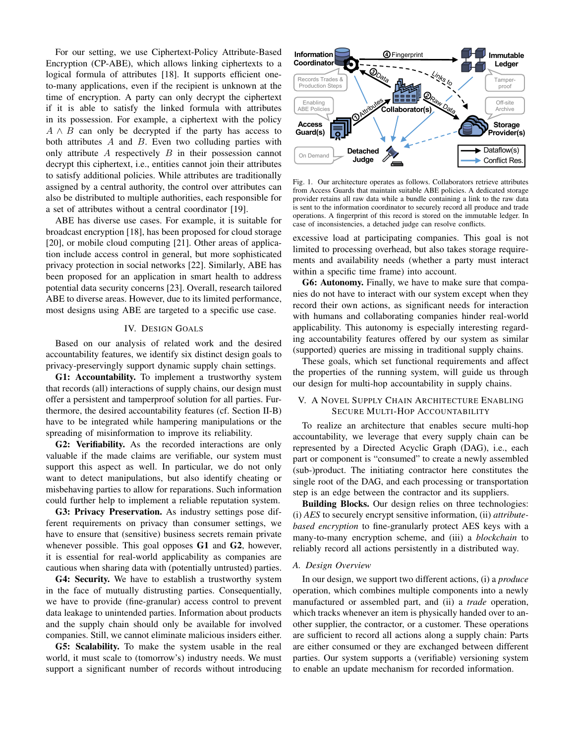For our setting, we use Ciphertext-Policy Attribute-Based Encryption (CP-ABE), which allows linking ciphertexts to a logical formula of attributes [18]. It supports efficient one-to-many applications, even if the recipient is unknown at the time of encryption. A party can only decrypt the ciphertext if it is able to satisfy the linked formula with attributes in its possession. For example, a ciphertext with the policy $A \wedge B$ can only be decrypted if the party has access to both attributes $A$ and $B$. Even two colluding parties with only attribute $A$ respectively $B$ in their possession cannot decrypt this ciphertext, i.e., entities cannot join their attributes to satisfy additional policies. While attributes are traditionally assigned by a central authority, the control over attributes can also be distributed to multiple authorities, each responsible for a set of attributes without a central coordinator [19].

ABE has diverse use cases. For example, it is suitable for broadcast encryption [18], has been proposed for cloud storage [20], or mobile cloud computing [21]. Other areas of application include access control in general, but more sophisticated privacy protection in social networks [22]. Similarly, ABE has been proposed for an application in smart health to address potential data security concerns [23]. Overall, research tailored ABE to diverse areas. However, due to its limited performance, most designs using ABE are targeted to a specific use case.

## IV. Design Goals

Based on our analysis of related work and the desired accountability features, we identify six distinct design goals to privacy-preservingly support dynamic supply chain settings.

**G1: Accountability.** To implement a trustworthy system that records (all) interactions of supply chains, our design must offer a persistent and tamperproof solution for all parties. Furthermore, the desired accountability features (cf. Section II-B) have to be integrated while hampering manipulations or the spreading of misinformation to improve its reliability.

**G2: Verifiability.** As the recorded interactions are only valuable if the made claims are verifiable, our system must support this aspect as well. In particular, we do not only want to detect manipulations, but also identify cheating or misbehaving parties to allow for reparations. Such information could further help to implement a reliable reputation system.

**G3: Privacy Preservation.** As industry settings pose different requirements on privacy than consumer settings, we have to ensure that (sensitive) business secrets remain private whenever possible. This goal opposes **G1** and **G2**, however, it is essential for real-world applicability as companies are cautious when sharing data with (potentially untrusted) parties.

**G4: Security.** We have to establish a trustworthy system in the face of mutually distrusting parties. Consequentially, we have to provide (fine-granular) access control to prevent data leakage to unintended parties. Information about products and the supply chain should only be available for involved companies. Still, we cannot eliminate malicious insiders either.

**G5: Scalability.** To make the system usable in the real world, it must scale to (tomorrow's) industry needs. We must support a significant number of records without introducing excessive load at participating companies. This goal is not limited to processing overhead, but also takes storage requirements and availability needs (whether a party must interact within a specific time frame) into account.

**G6: Autonomy.** Finally, we have to make sure that companies do not have to interact with our system except when they record their own actions, as significant needs for interaction with humans and collaborating companies hinder real-world applicability. This autonomy is especially interesting regarding accountability features offered by our system as similar (supported) queries are missing in traditional supply chains.

These goals, which set functional requirements and affect the properties of the running system, will guide us through our design for multi-hop accountability in supply chains.

Fig. 1. Our architecture operates as follows. Collaborators retrieve attributes from Access Guards that maintain suitable ABE policies. A dedicated storage provider retains all raw data while a bundle containing a link to the raw data is sent to the information coordinator to securely record all produce and trade operations. A fingerprint of this record is stored on the immutable ledger. In case of inconsistencies, a detached judge can resolve conflicts.

## V. A Novel Supply Chain Architecture Enabling Secure Multi-Hop Accountability

To realize an architecture that enables secure multi-hop accountability, we leverage that every supply chain can be represented by a Directed Acyclic Graph (DAG), i.e., each part or component is "consumed" to create a newly assembled (sub-)product. The initiating contractor here constitutes the single root of the DAG, and each processing or transportation step is an edge between the contractor and its suppliers.

**Building Blocks.** Our design relies on three technologies: (i) *AES* to securely encrypt sensitive information, (ii) *attribute-based encryption* to fine-granularly protect AES keys with a many-to-many encryption scheme, and (iii) a *blockchain* to reliably record all actions persistently in a distributed way.

### A. Design Overview

In our design, we support two different actions, (i) a *produce* operation, which combines multiple components into a newly manufactured or assembled part, and (ii) a *trade* operation, which tracks whenever an item is physically handed over to another supplier, the contractor, or a customer. These operations are sufficient to record all actions along a supply chain: Parts are either consumed or they are exchanged between different parties. Our system supports a (verifiable) versioning system to enable an update mechanism for recorded information.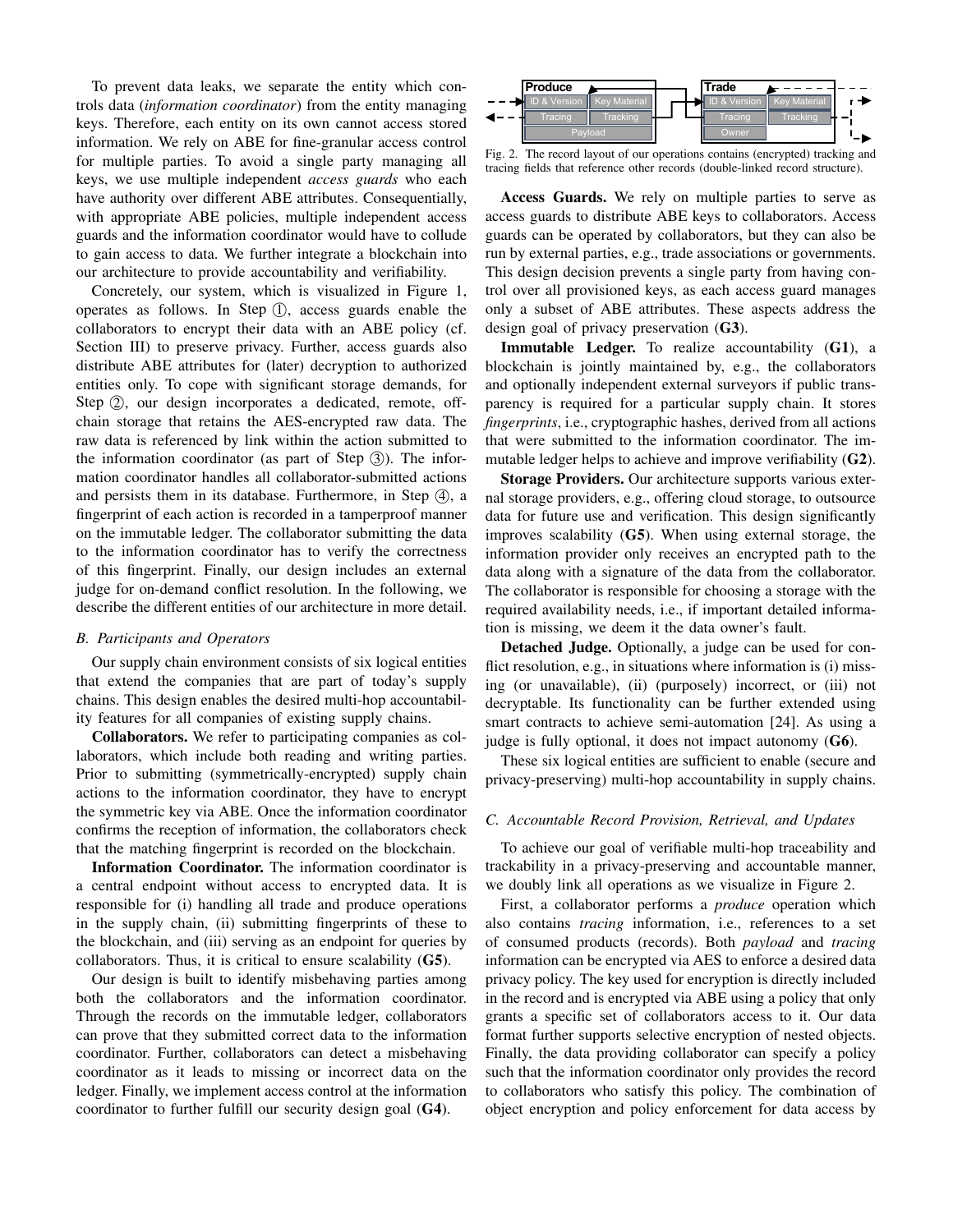To prevent data leaks, we separate the entity which controls data (*information coordinator*) from the entity managing keys. Therefore, each entity on its own cannot access stored information. We rely on ABE for fine-granular access control for multiple parties. To avoid a single party managing all keys, we use multiple independent *access guards* who each have authority over different ABE attributes. Consequentially, with appropriate ABE policies, multiple independent access guards and the information coordinator would have to collude to gain access to data. We further integrate a blockchain into our architecture to provide accountability and verifiability.

Concretely, our system, which is visualized in Figure 1, operates as follows. In Step ①, access guards enable the collaborators to encrypt their data with an ABE policy (cf. Section III) to preserve privacy. Further, access guards also distribute ABE attributes for (later) decryption to authorized entities only. To cope with significant storage demands, for Step ②, our design incorporates a dedicated, remote, off-chain storage that retains the AES-encrypted raw data. The raw data is referenced by link within the action submitted to the information coordinator (as part of Step ③). The information coordinator handles all collaborator-submitted actions and persists them in its database. Furthermore, in Step ④, a fingerprint of each action is recorded in a tamperproof manner on the immutable ledger. The collaborator submitting the data to the information coordinator has to verify the correctness of this fingerprint. Finally, our design includes an external judge for on-demand conflict resolution. In the following, we describe the different entities of our architecture in more detail.

### B. Participants and Operators

Our supply chain environment consists of six logical entities that extend the companies that are part of today's supply chains. This design enables the desired multi-hop accountability features for all companies of existing supply chains.

**Collaborators.** We refer to participating companies as collaborators, which include both reading and writing parties. Prior to submitting (symmetrically-encrypted) supply chain actions to the information coordinator, they have to encrypt the symmetric key via ABE. Once the information coordinator confirms the reception of information, the collaborators check that the matching fingerprint is recorded on the blockchain.

**Information Coordinator.** The information coordinator is a central endpoint without access to encrypted data. It is responsible for (i) handling all trade and produce operations in the supply chain, (ii) submitting fingerprints of these to the blockchain, and (iii) serving as an endpoint for queries by collaborators. Thus, it is critical to ensure scalability (**G5**).

Our design is built to identify misbehaving parties among both the collaborators and the information coordinator. Through the records on the immutable ledger, collaborators can prove that they submitted correct data to the information coordinator. Further, collaborators can detect a misbehaving coordinator as it leads to missing or incorrect data on the ledger. Finally, we implement access control at the information coordinator to further fulfill our security design goal (**G4**).

Fig. 2. The record layout of our operations contains (encrypted) tracking and tracing fields that reference other records (double-linked record structure).

**Access Guards.** We rely on multiple parties to serve as access guards to distribute ABE keys to collaborators. Access guards can be operated by collaborators, but they can also be run by external parties, e.g., trade associations or governments. This design decision prevents a single party from having control over all provisioned keys, as each access guard manages only a subset of ABE attributes. These aspects address the design goal of privacy preservation (**G3**).

**Immutable Ledger.** To realize accountability (**G1**), a blockchain is jointly maintained by, e.g., the collaborators and optionally independent external surveyors if public transparency is required for a particular supply chain. It stores *fingerprints*, i.e., cryptographic hashes, derived from all actions that were submitted to the information coordinator. The immutable ledger helps to achieve and improve verifiability (**G2**).

**Storage Providers.** Our architecture supports various external storage providers, e.g., offering cloud storage, to outsource data for future use and verification. This design significantly improves scalability (**G5**). When using external storage, the information provider only receives an encrypted path to the data along with a signature of the data from the collaborator. The collaborator is responsible for choosing a storage with the required availability needs, i.e., if important detailed information is missing, we deem it the data owner's fault.

**Detached Judge.** Optionally, a judge can be used for conflict resolution, e.g., in situations where information is (i) missing (or unavailable), (ii) (purposely) incorrect, or (iii) not decryptable. Its functionality can be further extended using smart contracts to achieve semi-automation [24]. As using a judge is fully optional, it does not impact autonomy (**G6**).

These six logical entities are sufficient to enable (secure and privacy-preserving) multi-hop accountability in supply chains.

### C. Accountable Record Provision, Retrieval, and Updates

To achieve our goal of verifiable multi-hop traceability and trackability in a privacy-preserving and accountable manner, we doubly link all operations as we visualize in Figure 2.

First, a collaborator performs a *produce* operation which also contains *tracing* information, i.e., references to a set of consumed products (records). Both *payload* and *tracing* information can be encrypted via AES to enforce a desired data privacy policy. The key used for encryption is directly included in the record and is encrypted via ABE using a policy that only grants a specific set of collaborators access to it. Our data format further supports selective encryption of nested objects. Finally, the data providing collaborator can specify a policy such that the information coordinator only provides the record to collaborators who satisfy this policy. The combination of object encryption and policy enforcement for data access by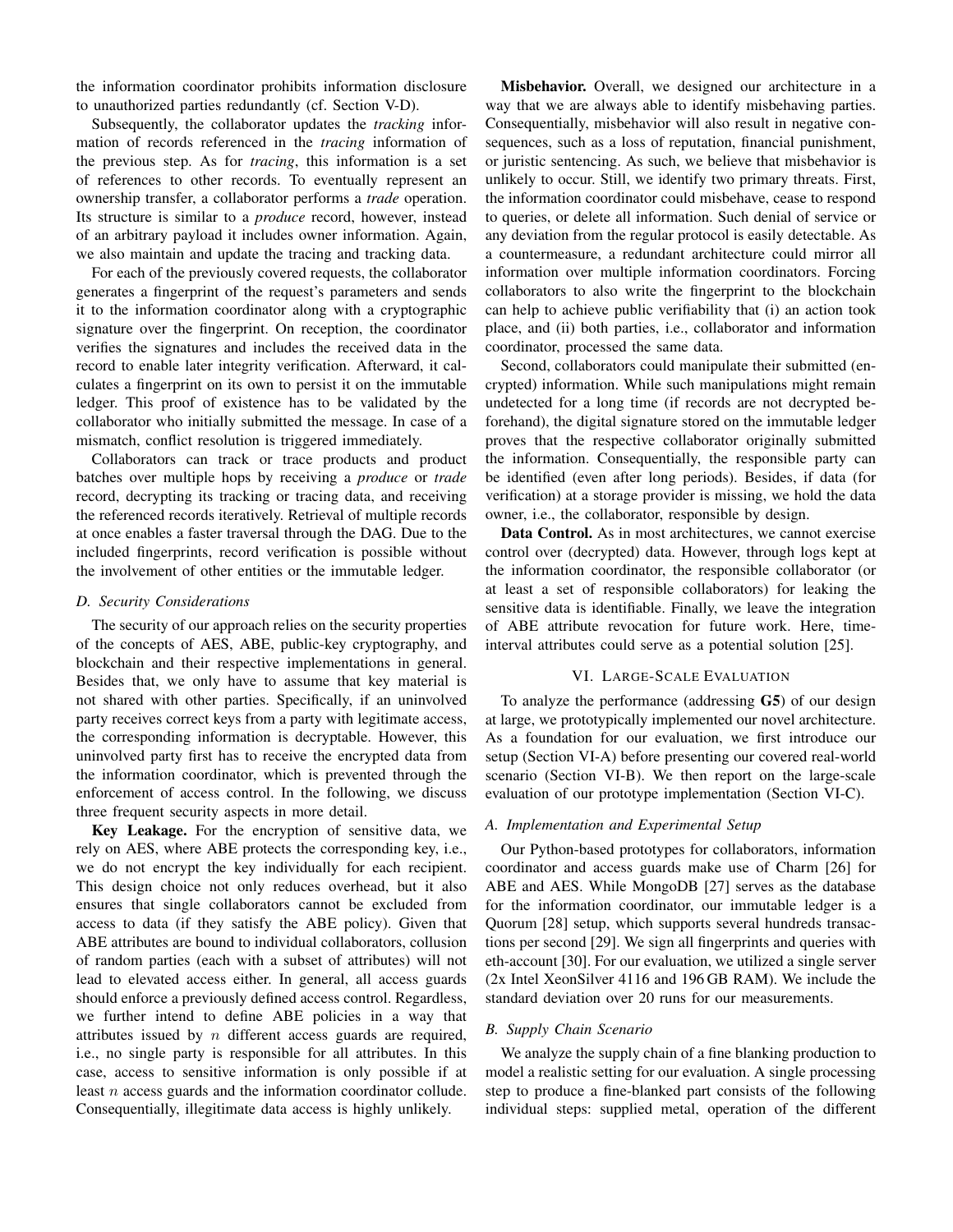the information coordinator prohibits information disclosure to unauthorized parties redundantly (cf. Section V-D).

Subsequently, the collaborator updates the *tracking* information of records referenced in the *tracing* information of the previous step. As for *tracing*, this information is a set of references to other records. To eventually represent an ownership transfer, a collaborator performs a *trade* operation. Its structure is similar to a *produce* record, however, instead of an arbitrary payload it includes owner information. Again, we also maintain and update the tracing and tracking data.

For each of the previously covered requests, the collaborator generates a fingerprint of the request's parameters and sends it to the information coordinator along with a cryptographic signature over the fingerprint. On reception, the coordinator verifies the signatures and includes the received data in the record to enable later integrity verification. Afterward, it calculates a fingerprint on its own to persist it on the immutable ledger. This proof of existence has to be validated by the collaborator who initially submitted the message. In case of a mismatch, conflict resolution is triggered immediately.

Collaborators can track or trace products and product batches over multiple hops by receiving a *produce* or *trade* record, decrypting its tracking or tracing data, and receiving the referenced records iteratively. Retrieval of multiple records at once enables a faster traversal through the DAG. Due to the included fingerprints, record verification is possible without the involvement of other entities or the immutable ledger.

### D. Security Considerations

The security of our approach relies on the security properties of the concepts of AES, ABE, public-key cryptography, and blockchain and their respective implementations in general. Besides that, we only have to assume that key material is not shared with other parties. Specifically, if an uninvolved party receives correct keys from a party with legitimate access, the corresponding information is decryptable. However, this uninvolved party first has to receive the encrypted data from the information coordinator, which is prevented through the enforcement of access control. In the following, we discuss three frequent security aspects in more detail.

**Key Leakage.** For the encryption of sensitive data, we rely on AES, where ABE protects the corresponding key, i.e., we do not encrypt the key individually for each recipient. This design choice not only reduces overhead, but it also ensures that single collaborators cannot be excluded from access to data (if they satisfy the ABE policy). Given that ABE attributes are bound to individual collaborators, collusion of random parties (each with a subset of attributes) will not lead to elevated access either. In general, all access guards should enforce a previously defined access control. Regardless, we further intend to define ABE policies in a way that attributes issued by $n$ different access guards are required, i.e., no single party is responsible for all attributes. In this case, access to sensitive information is only possible if at least $n$ access guards and the information coordinator collude. Consequentially, illegitimate data access is highly unlikely.

**Misbehavior.** Overall, we designed our architecture in a way that we are always able to identify misbehaving parties. Consequentially, misbehavior will also result in negative consequences, such as a loss of reputation, financial punishment, or juristic sentencing. As such, we believe that misbehavior is unlikely to occur. Still, we identify two primary threats. First, the information coordinator could misbehave, cease to respond to queries, or delete all information. Such denial of service or any deviation from the regular protocol is easily detectable. As a countermeasure, a redundant architecture could mirror all information over multiple information coordinators. Forcing collaborators to also write the fingerprint to the blockchain can help to achieve public verifiability that (i) an action took place, and (ii) both parties, i.e., collaborator and information coordinator, processed the same data.

Second, collaborators could manipulate their submitted (encrypted) information. While such manipulations might remain undetected for a long time (if records are not decrypted beforehand), the digital signature stored on the immutable ledger proves that the respective collaborator originally submitted the information. Consequentially, the responsible party can be identified (even after long periods). Besides, if data (for verification) at a storage provider is missing, we hold the data owner, i.e., the collaborator, responsible by design.

**Data Control.** As in most architectures, we cannot exercise control over (decrypted) data. However, through logs kept at the information coordinator, the responsible collaborator (or at least a set of responsible collaborators) for leaking the sensitive data is identifiable. Finally, we leave the integration of ABE attribute revocation for future work. Here, time-interval attributes could serve as a potential solution [25].

## VI. Large-Scale Evaluation

To analyze the performance (addressing **G5**) of our design at large, we prototypically implemented our novel architecture. As a foundation for our evaluation, we first introduce our setup (Section VI-A) before presenting our covered real-world scenario (Section VI-B). We then report on the large-scale evaluation of our prototype implementation (Section VI-C).

### A. Implementation and Experimental Setup

Our Python-based prototypes for collaborators, information coordinator and access guards make use of Charm [26] for ABE and AES. While MongoDB [27] serves as the database for the information coordinator, our immutable ledger is a Quorum [28] setup, which supports several hundreds transactions per second [29]. We sign all fingerprints and queries with eth-account [30]. For our evaluation, we utilized a single server (2x Intel XeonSilver 4116 and 196 GB RAM). We include the standard deviation over 20 runs for our measurements.

### B. Supply Chain Scenario

We analyze the supply chain of a fine blanking production to model a realistic setting for our evaluation. A single processing step to produce a fine-blanked part consists of the following individual steps: supplied metal, operation of the different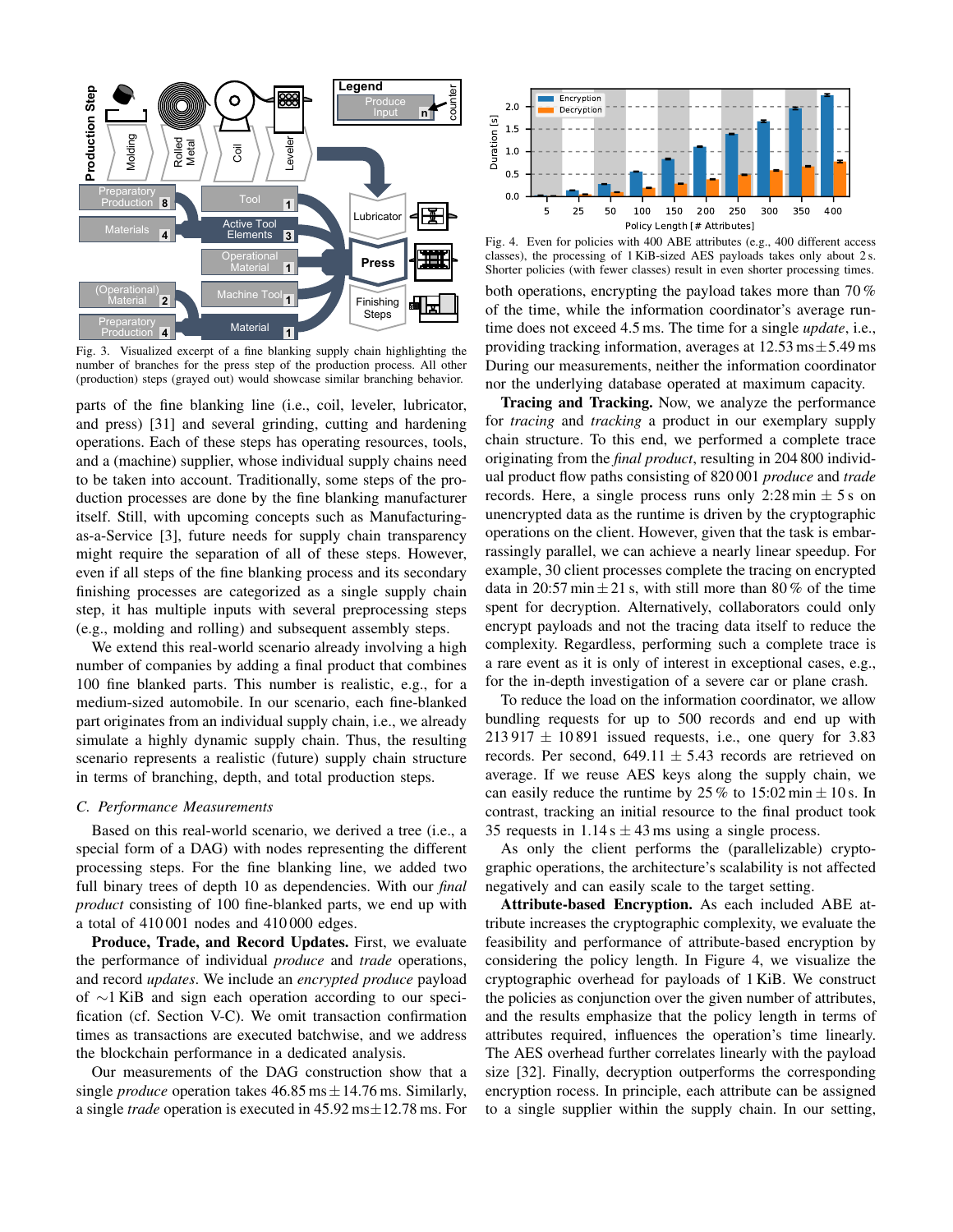Fig. 3. Visualized excerpt of a fine blanking supply chain highlighting the number of branches for the press step of the production process. All other (production) steps (grayed out) would showcase similar branching behavior.

parts of the fine blanking line (i.e., coil, leveler, lubricator, and press) [31] and several grinding, cutting and hardening operations. Each of these steps has operating resources, tools, and a (machine) supplier, whose individual supply chains need to be taken into account. Traditionally, some steps of the production processes are done by the fine blanking manufacturer itself. Still, with upcoming concepts such as Manufacturing-as-a-Service [3], future needs for supply chain transparency might require the separation of all of these steps. However, even if all steps of the fine blanking process and its secondary finishing processes are categorized as a single supply chain step, it has multiple inputs with several preprocessing steps (e.g., molding and rolling) and subsequent assembly steps.

We extend this real-world scenario already involving a high number of companies by adding a final product that combines 100 fine blanked parts. This number is realistic, e.g., for a medium-sized automobile. In our scenario, each fine-blanked part originates from an individual supply chain, i.e., we already simulate a highly dynamic supply chain. Thus, the resulting scenario represents a realistic (future) supply chain structure in terms of branching, depth, and total production steps.

### C. Performance Measurements

Based on this real-world scenario, we derived a tree (i.e., a special form of a DAG) with nodes representing the different processing steps. For the fine blanking line, we added two full binary trees of depth 10 as dependencies. With our *final product* consisting of 100 fine-blanked parts, we end up with a total of 410 001 nodes and 410 000 edges.

**Produce, Trade, and Record Updates.** First, we evaluate the performance of individual *produce* and *trade* operations, and record *updates*. We include an *encrypted produce* payload of ∼1 KiB and sign each operation according to our specification (cf. Section V-C). We omit transaction confirmation times as transactions are executed batchwise, and we address the blockchain performance in a dedicated analysis.

Our measurements of the DAG construction show that a single *produce* operation takes 46.85 ms ± 14.76 ms. Similarly, a single *trade* operation is executed in 45.92 ms ± 12.78 ms. For both operations, encrypting the payload takes more than 70 % of the time, while the information coordinator's average runtime does not exceed 4.5 ms. The time for a single *update*, i.e., providing tracking information, averages at 12.53 ms ± 5.49 ms During our measurements, neither the information coordinator nor the underlying database operated at maximum capacity.

Fig. 4. Even for policies with 400 ABE attributes (e.g., 400 different access classes), the processing of 1 KiB-sized AES payloads takes only about 2 s. Shorter policies (with fewer classes) result in even shorter processing times.

**Tracing and Tracking.** Now, we analyze the performance for *tracing* and *tracking* a product in our exemplary supply chain structure. To this end, we performed a complete trace originating from the *final product*, resulting in 204 800 individual product flow paths consisting of 820 001 *produce* and *trade* records. Here, a single process runs only 2:28 min ± 5 s on unencrypted data as the runtime is driven by the cryptographic operations on the client. However, given that the task is embarrassingly parallel, we can achieve a nearly linear speedup. For example, 30 client processes complete the tracing on encrypted data in 20:57 min ± 21 s, with still more than 80 % of the time spent for decryption. Alternatively, collaborators could only encrypt payloads and not the tracing data itself to reduce the complexity. Regardless, performing such a complete trace is a rare event as it is only of interest in exceptional cases, e.g., for the in-depth investigation of a severe car or plane crash.

To reduce the load on the information coordinator, we allow bundling requests for up to 500 records and end up with 213 917 ± 10 891 issued requests, i.e., one query for 3.83 records. Per second, 649.11 ± 5.43 records are retrieved on average. If we reuse AES keys along the supply chain, we can easily reduce the runtime by 25 % to 15:02 min ± 10 s. In contrast, tracking an initial resource to the final product took 35 requests in 1.14 s ± 43 ms using a single process.

As only the client performs the (parallelizable) cryptographic operations, the architecture's scalability is not affected negatively and can easily scale to the target setting.

**Attribute-based Encryption.** As each included ABE attribute increases the cryptographic complexity, we evaluate the feasibility and performance of attribute-based encryption by considering the policy length. In Figure 4, we visualize the cryptographic overhead for payloads of 1 KiB. We construct the policies as conjunction over the given number of attributes, and the results emphasize that the policy length in terms of attributes required, influences the operation's time linearly. The AES overhead further correlates linearly with the payload size [32]. Finally, decryption outperforms the corresponding encryption rocess. In principle, each attribute can be assigned to a single supplier within the supply chain. In our setting,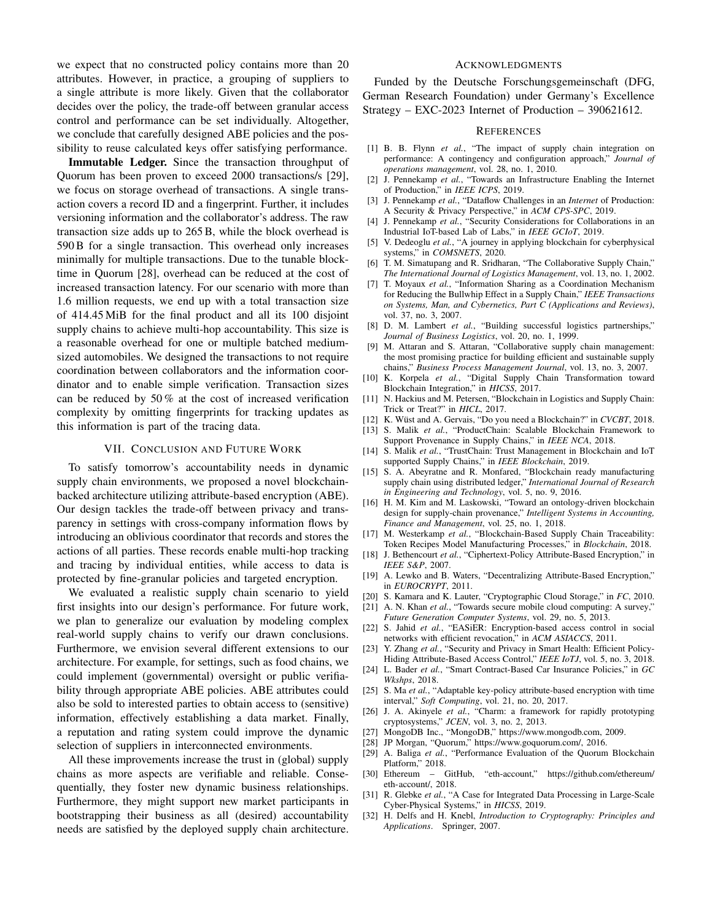we expect that no constructed policy contains more than 20 attributes. However, in practice, a grouping of suppliers to a single attribute is more likely. Given that the collaborator decides over the policy, the trade-off between granular access control and performance can be set individually. Altogether, we conclude that carefully designed ABE policies and the possibility to reuse calculated keys offer satisfying performance.

**Immutable Ledger.** Since the transaction throughput of Quorum has been proven to exceed 2000 transactions/s [29], we focus on storage overhead of transactions. A single transaction covers a record ID and a fingerprint. Further, it includes versioning information and the collaborator's address. The raw transaction size adds up to 265 B, while the block overhead is 590 B for a single transaction. This overhead only increases minimally for multiple transactions. Due to the tunable blocktime in Quorum [28], overhead can be reduced at the cost of increased transaction latency. For our scenario with more than 1.6 million requests, we end up with a total transaction size of 414.45 MiB for the final product and all its 100 disjoint supply chains to achieve multi-hop accountability. This size is a reasonable overhead for one or multiple batched medium-sized automobiles. We designed the transactions to not require coordination between collaborators and the information coordinator and to enable simple verification. Transaction sizes can be reduced by 50 % at the cost of increased verification complexity by omitting fingerprints for tracking updates as this information is part of the tracing data.

## VII. Conclusion and Future Work

To satisfy tomorrow's accountability needs in dynamic supply chain environments, we proposed a novel blockchain-backed architecture utilizing attribute-based encryption (ABE). Our design tackles the trade-off between privacy and transparency in settings with cross-company information flows by introducing an oblivious coordinator that records and stores the actions of all parties. These records enable multi-hop tracking and tracing by individual entities, while access to data is protected by fine-granular policies and targeted encryption.

We evaluated a realistic supply chain scenario to yield first insights into our design's performance. For future work, we plan to generalize our evaluation by modeling complex real-world supply chains to verify our drawn conclusions. Furthermore, we envision several different extensions to our architecture. For example, for settings, such as food chains, we could implement (governmental) oversight or public verifiability through appropriate ABE policies. ABE attributes could also be sold to interested parties to obtain access to (sensitive) information, effectively establishing a data market. Finally, a reputation and rating system could improve the dynamic selection of suppliers in interconnected environments.

All these improvements increase the trust in (global) supply chains as more aspects are verifiable and reliable. Consequentially, they foster new dynamic business relationships. Furthermore, they might support new market participants in bootstrapping their business as all (desired) accountability needs are satisfied by the deployed supply chain architecture.

## Acknowledgments

Funded by the Deutsche Forschungsgemeinschaft (DFG, German Research Foundation) under Germany's Excellence Strategy – EXC-2023 Internet of Production – 390621612.

## References

[1] B. B. Flynn *et al.*, "The impact of supply chain integration on performance: A contingency and configuration approach," *Journal of operations management*, vol. 28, no. 1, 2010.

[2] J. Pennekamp *et al.*, "Towards an Infrastructure Enabling the Internet of Production," in *IEEE ICPS*, 2019.

[3] J. Pennekamp *et al.*, "Dataflow Challenges in an *Internet* of Production: A Security & Privacy Perspective," in *ACM CPS-SPC*, 2019.

[4] J. Pennekamp *et al.*, "Security Considerations for Collaborations in an Industrial IoT-based Lab of Labs," in *IEEE GCIoT*, 2019.

[5] V. Dedeoglu *et al.*, "A journey in applying blockchain for cyberphysical systems," in *COMSNETS*, 2020.

[6] T. M. Simatupang and R. Sridharan, "The Collaborative Supply Chain," *The International Journal of Logistics Management*, vol. 13, no. 1, 2002.

[7] T. Moyaux *et al.*, "Information Sharing as a Coordination Mechanism for Reducing the Bullwhip Effect in a Supply Chain," *IEEE Transactions on Systems, Man, and Cybernetics, Part C (Applications and Reviews)*, vol. 37, no. 3, 2007.

[8] D. M. Lambert *et al.*, "Building successful logistics partnerships," *Journal of Business Logistics*, vol. 20, no. 1, 1999.

[9] M. Attaran and S. Attaran, "Collaborative supply chain management: the most promising practice for building efficient and sustainable supply chains," *Business Process Management Journal*, vol. 13, no. 3, 2007.

[10] K. Korpela *et al.*, "Digital Supply Chain Transformation toward Blockchain Integration," in *HICSS*, 2017.

[11] N. Hackius and M. Petersen, "Blockchain in Logistics and Supply Chain: Trick or Treat?" in *HICL*, 2017.

[12] K. Wüst and A. Gervais, "Do you need a Blockchain?" in *CVCBT*, 2018.

[13] S. Malik *et al.*, "ProductChain: Scalable Blockchain Framework to Support Provenance in Supply Chains," in *IEEE NCA*, 2018.

[14] S. Malik *et al.*, "TrustChain: Trust Management in Blockchain and IoT supported Supply Chains," in *IEEE Blockchain*, 2019.

[15] S. A. Abeyratne and R. Monfared, "Blockchain ready manufacturing supply chain using distributed ledger," *International Journal of Research in Engineering and Technology*, vol. 5, no. 9, 2016.

[16] H. M. Kim and M. Laskowski, "Toward an ontology-driven blockchain design for supply-chain provenance," *Intelligent Systems in Accounting, Finance and Management*, vol. 25, no. 1, 2018.

[17] M. Westerkamp *et al.*, "Blockchain-Based Supply Chain Traceability: Token Recipes Model Manufacturing Processes," in *Blockchain*, 2018.

[18] J. Bethencourt *et al.*, "Ciphertext-Policy Attribute-Based Encryption," in *IEEE S&P*, 2007.

[19] A. Lewko and B. Waters, "Decentralizing Attribute-Based Encryption," in *EUROCRYPT*, 2011.

[20] S. Kamara and K. Lauter, "Cryptographic Cloud Storage," in *FC*, 2010.

[21] A. N. Khan *et al.*, "Towards secure mobile cloud computing: A survey," *Future Generation Computer Systems*, vol. 29, no. 5, 2013.

[22] S. Jahid *et al.*, "EASiER: Encryption-based access control in social networks with efficient revocation," in *ACM ASIACCS*, 2011.

[23] Y. Zhang *et al.*, "Security and Privacy in Smart Health: Efficient Policy-Hiding Attribute-Based Access Control," *IEEE IoTJ*, vol. 5, no. 3, 2018.

[24] L. Bader *et al.*, "Smart Contract-Based Car Insurance Policies," in *GC Wkshps*, 2018.

[25] S. Ma *et al.*, "Adaptable key-policy attribute-based encryption with time interval," *Soft Computing*, vol. 21, no. 20, 2017.

[26] J. A. Akinyele *et al.*, "Charm: a framework for rapidly prototyping cryptosystems," *JCEN*, vol. 3, no. 2, 2013.

[27] MongoDB Inc., "MongoDB," https://www.mongodb.com, 2009.

[28] JP Morgan, "Quorum," https://www.goquorum.com/, 2016.

[29] A. Baliga *et al.*, "Performance Evaluation of the Quorum Blockchain Platform," 2018.

[30] Ethereum – GitHub, "eth-account," https://github.com/ethereum/eth-account/, 2018.

[31] R. Glebke *et al.*, "A Case for Integrated Data Processing in Large-Scale Cyber-Physical Systems," in *HICSS*, 2019.

[32] H. Delfs and H. Knebl, *Introduction to Cryptography: Principles and Applications*. Springer, 2007.